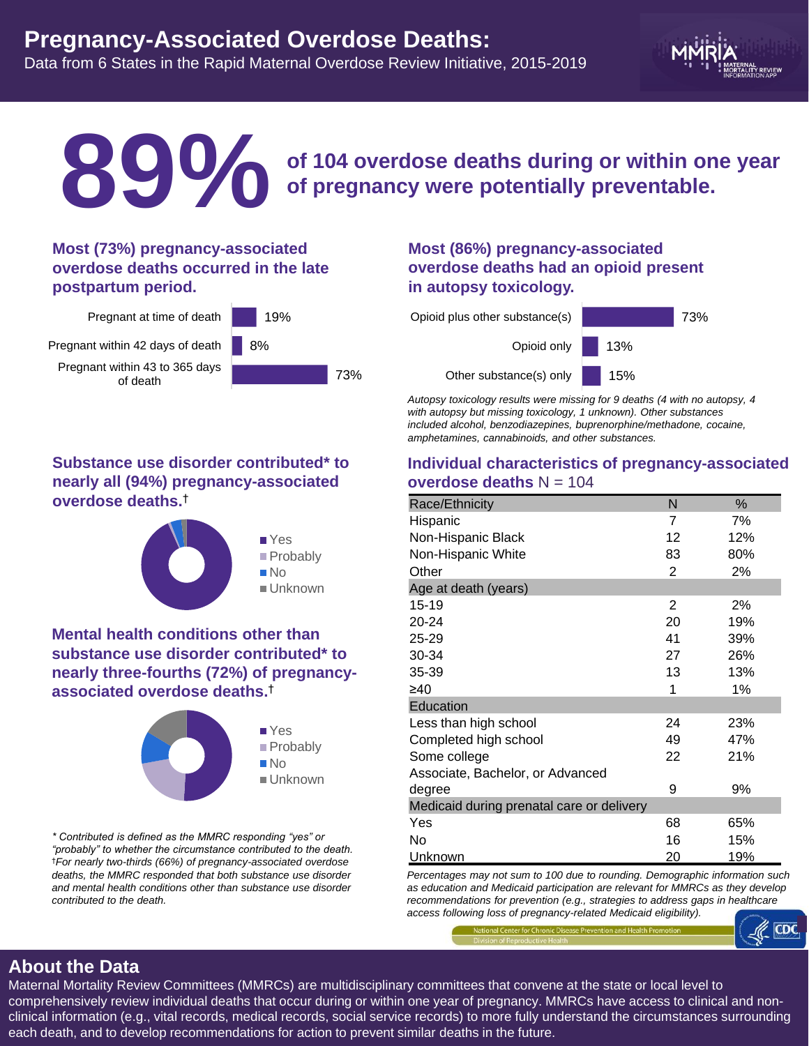# Pregnancy-Associated Overdose Deaths:

Data from 6 States in the Rapid Maternal Overdose Review Initiative, 2015-2019

## 89% of 104 overdose deaths during or within one year of pregnancy were potentially preventable.

### Most (73%) pregnancy-associated overdose deaths occurred in the late postpartum period.

| | |
|---|---|
| Pregnant at time of death | 19% |
| Pregnant within 42 days of death | 8% |
| Pregnant within 43 to 365 days of death | 73% |

### Most (86%) pregnancy-associated overdose deaths had an opioid present in autopsy toxicology.

| | |
|---|---|
| Opioid plus other substance(s) | 73% |
| Opioid only | 13% |
| Other substance(s) only | 15% |

*Autopsy toxicology results were missing for 9 deaths (4 with no autopsy, 4 with autopsy but missing toxicology, 1 unknown). Other substances included alcohol, benzodiazepines, buprenorphine/methadone, cocaine, amphetamines, cannabinoids, and other substances.*

### Substance use disorder contributed* to nearly all (94%) pregnancy-associated overdose deaths.†

- Yes
- Probably
- No
- Unknown

### Mental health conditions other than substance use disorder contributed* to nearly three-fourths (72%) of pregnancy-associated overdose deaths.†

- Yes
- Probably
- No
- Unknown

*\* Contributed is defined as the MMRC responding "yes" or "probably" to whether the circumstance contributed to the death.*
*†For nearly two-thirds (66%) of pregnancy-associated overdose deaths, the MMRC responded that both substance use disorder and mental health conditions other than substance use disorder contributed to the death.*

### Individual characteristics of pregnancy-associated overdose deaths N = 104

| Race/Ethnicity | N | % |
|---|---|---|
| Hispanic | 7 | 7% |
| Non-Hispanic Black | 12 | 12% |
| Non-Hispanic White | 83 | 80% |
| Other | 2 | 2% |
| **Age at death (years)** | | |
| 15-19 | 2 | 2% |
| 20-24 | 20 | 19% |
| 25-29 | 41 | 39% |
| 30-34 | 27 | 26% |
| 35-39 | 13 | 13% |
| ≥40 | 1 | 1% |
| **Education** | | |
| Less than high school | 24 | 23% |
| Completed high school | 49 | 47% |
| Some college | 22 | 21% |
| Associate, Bachelor, or Advanced degree | 9 | 9% |
| **Medicaid during prenatal care or delivery** | | |
| Yes | 68 | 65% |
| No | 16 | 15% |
| Unknown | 20 | 19% |

*Percentages may not sum to 100 due to rounding. Demographic information such as education and Medicaid participation are relevant for MMRCs as they develop recommendations for prevention (e.g., strategies to address gaps in healthcare access following loss of pregnancy-related Medicaid eligibility).*

National Center for Chronic Disease Prevention and Health Promotion
Division of Reproductive Health

## About the Data

Maternal Mortality Review Committees (MMRCs) are multidisciplinary committees that convene at the state or local level to comprehensively review individual deaths that occur during or within one year of pregnancy. MMRCs have access to clinical and non-clinical information (e.g., vital records, medical records, social service records) to more fully understand the circumstances surrounding each death, and to develop recommendations for action to prevent similar deaths in the future.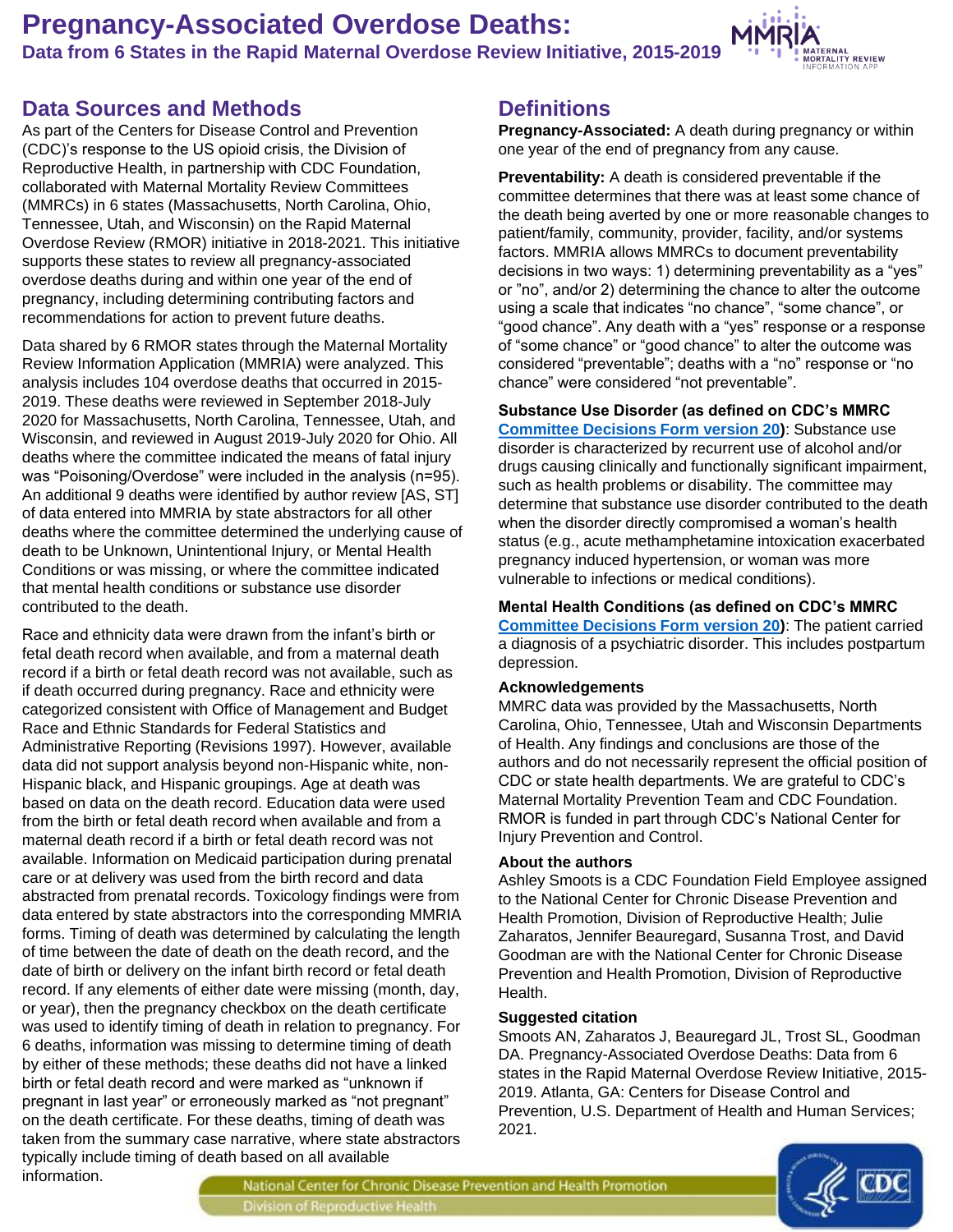# Pregnancy-Associated Overdose Deaths:

**Data from 6 States in the Rapid Maternal Overdose Review Initiative, 2015-2019**

## Data Sources and Methods

As part of the Centers for Disease Control and Prevention (CDC)'s response to the US opioid crisis, the Division of Reproductive Health, in partnership with CDC Foundation, collaborated with Maternal Mortality Review Committees (MMRCs) in 6 states (Massachusetts, North Carolina, Ohio, Tennessee, Utah, and Wisconsin) on the Rapid Maternal Overdose Review (RMOR) initiative in 2018-2021. This initiative supports these states to review all pregnancy-associated overdose deaths during and within one year of the end of pregnancy, including determining contributing factors and recommendations for action to prevent future deaths.

Data shared by 6 RMOR states through the Maternal Mortality Review Information Application (MMRIA) were analyzed. This analysis includes 104 overdose deaths that occurred in 2015-2019. These deaths were reviewed in September 2018-July 2020 for Massachusetts, North Carolina, Tennessee, Utah, and Wisconsin, and reviewed in August 2019-July 2020 for Ohio. All deaths where the committee indicated the means of fatal injury was "Poisoning/Overdose" were included in the analysis (n=95). An additional 9 deaths were identified by author review [AS, ST] of data entered into MMRIA by state abstractors for all other deaths where the committee determined the underlying cause of death to be Unknown, Unintentional Injury, or Mental Health Conditions or was missing, or where the committee indicated that mental health conditions or substance use disorder contributed to the death.

Race and ethnicity data were drawn from the infant's birth or fetal death record when available, and from a maternal death record if a birth or fetal death record was not available, such as if death occurred during pregnancy. Race and ethnicity were categorized consistent with Office of Management and Budget Race and Ethnic Standards for Federal Statistics and Administrative Reporting (Revisions 1997). However, available data did not support analysis beyond non-Hispanic white, non-Hispanic black, and Hispanic groupings. Age at death was based on data on the death record. Education data were used from the birth or fetal death record when available and from a maternal death record if a birth or fetal death record was not available. Information on Medicaid participation during prenatal care or at delivery was used from the birth record and data abstracted from prenatal records. Toxicology findings were from data entered by state abstractors into the corresponding MMRIA forms. Timing of death was determined by calculating the length of time between the date of death on the death record, and the date of birth or delivery on the infant birth record or fetal death record. If any elements of either date were missing (month, day, or year), then the pregnancy checkbox on the death certificate was used to identify timing of death in relation to pregnancy. For 6 deaths, information was missing to determine timing of death by either of these methods; these deaths did not have a linked birth or fetal death record and were marked as "unknown if pregnant in last year" or erroneously marked as "not pregnant" on the death certificate. For these deaths, timing of death was taken from the summary case narrative, where state abstractors typically include timing of death based on all available information.

## Definitions

**Pregnancy-Associated:** A death during pregnancy or within one year of the end of pregnancy from any cause.

**Preventability:** A death is considered preventable if the committee determines that there was at least some chance of the death being averted by one or more reasonable changes to patient/family, community, provider, facility, and/or systems factors. MMRIA allows MMRCs to document preventability decisions in two ways: 1) determining preventability as a "yes" or "no", and/or 2) determining the chance to alter the outcome using a scale that indicates "no chance", "some chance", or "good chance". Any death with a "yes" response or a response of "some chance" or "good chance" to alter the outcome was considered "preventable"; deaths with a "no" response or "no chance" were considered "not preventable".

**Substance Use Disorder (as defined on CDC's MMRC [Committee Decisions Form version 20]):** Substance use disorder is characterized by recurrent use of alcohol and/or drugs causing clinically and functionally significant impairment, such as health problems or disability. The committee may determine that substance use disorder contributed to the death when the disorder directly compromised a woman's health status (e.g., acute methamphetamine intoxication exacerbated pregnancy induced hypertension, or woman was more vulnerable to infections or medical conditions).

**Mental Health Conditions (as defined on CDC's MMRC [Committee Decisions Form version 20]):** The patient carried a diagnosis of a psychiatric disorder. This includes postpartum depression.

### Acknowledgements

MMRC data was provided by the Massachusetts, North Carolina, Ohio, Tennessee, Utah and Wisconsin Departments of Health. Any findings and conclusions are those of the authors and do not necessarily represent the official position of CDC or state health departments. We are grateful to CDC's Maternal Mortality Prevention Team and CDC Foundation. RMOR is funded in part through CDC's National Center for Injury Prevention and Control.

### About the authors

Ashley Smoots is a CDC Foundation Field Employee assigned to the National Center for Chronic Disease Prevention and Health Promotion, Division of Reproductive Health; Julie Zaharatos, Jennifer Beauregard, Susanna Trost, and David Goodman are with the National Center for Chronic Disease Prevention and Health Promotion, Division of Reproductive Health.

### Suggested citation

Smoots AN, Zaharatos J, Beauregard JL, Trost SL, Goodman DA. Pregnancy-Associated Overdose Deaths: Data from 6 states in the Rapid Maternal Overdose Review Initiative, 2015-2019. Atlanta, GA: Centers for Disease Control and Prevention, U.S. Department of Health and Human Services; 2021.